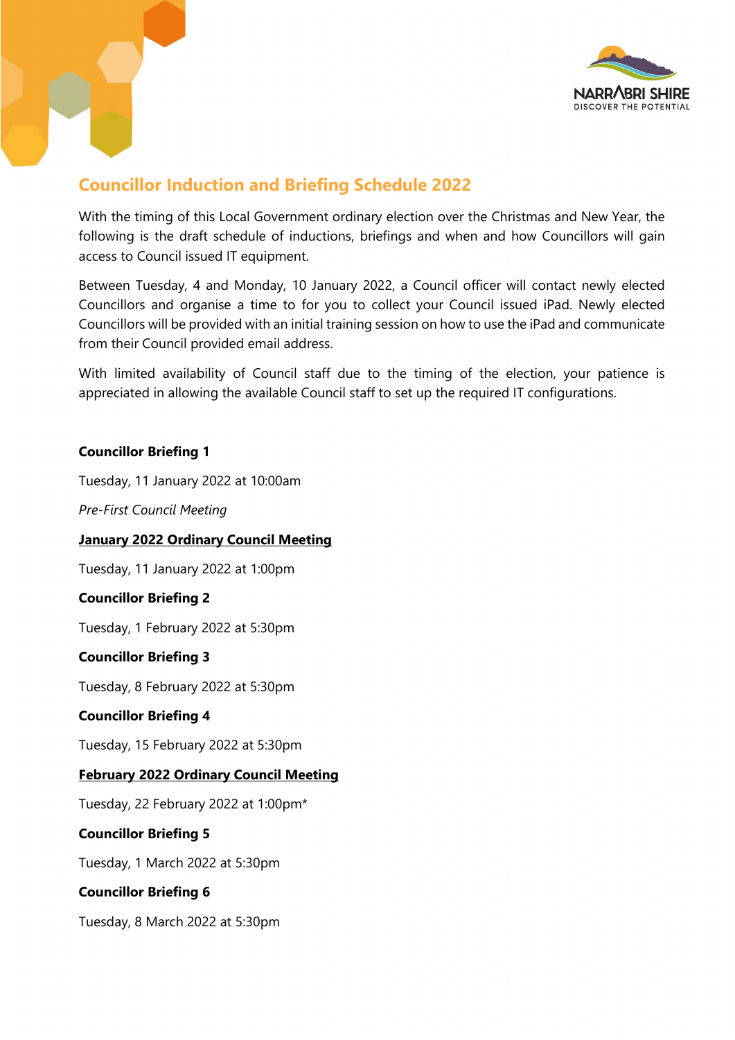# Councillor Induction and Briefing Schedule 2022

With the timing of this Local Government ordinary election over the Christmas and New Year, the following is the draft schedule of inductions, briefings and when and how Councillors will gain access to Council issued IT equipment.

Between Tuesday, 4 and Monday, 10 January 2022, a Council officer will contact newly elected Councillors and organise a time to for you to collect your Council issued iPad. Newly elected Councillors will be provided with an initial training session on how to use the iPad and communicate from their Council provided email address.

With limited availability of Council staff due to the timing of the election, your patience is appreciated in allowing the available Council staff to set up the required IT configurations.

**Councillor Briefing 1**

Tuesday, 11 January 2022 at 10:00am

*Pre-First Council Meeting*

**<u>January 2022 Ordinary Council Meeting</u>**

Tuesday, 11 January 2022 at 1:00pm

**Councillor Briefing 2**

Tuesday, 1 February 2022 at 5:30pm

**Councillor Briefing 3**

Tuesday, 8 February 2022 at 5:30pm

**Councillor Briefing 4**

Tuesday, 15 February 2022 at 5:30pm

**<u>February 2022 Ordinary Council Meeting</u>**

Tuesday, 22 February 2022 at 1:00pm*

**Councillor Briefing 5**

Tuesday, 1 March 2022 at 5:30pm

**Councillor Briefing 6**

Tuesday, 8 March 2022 at 5:30pm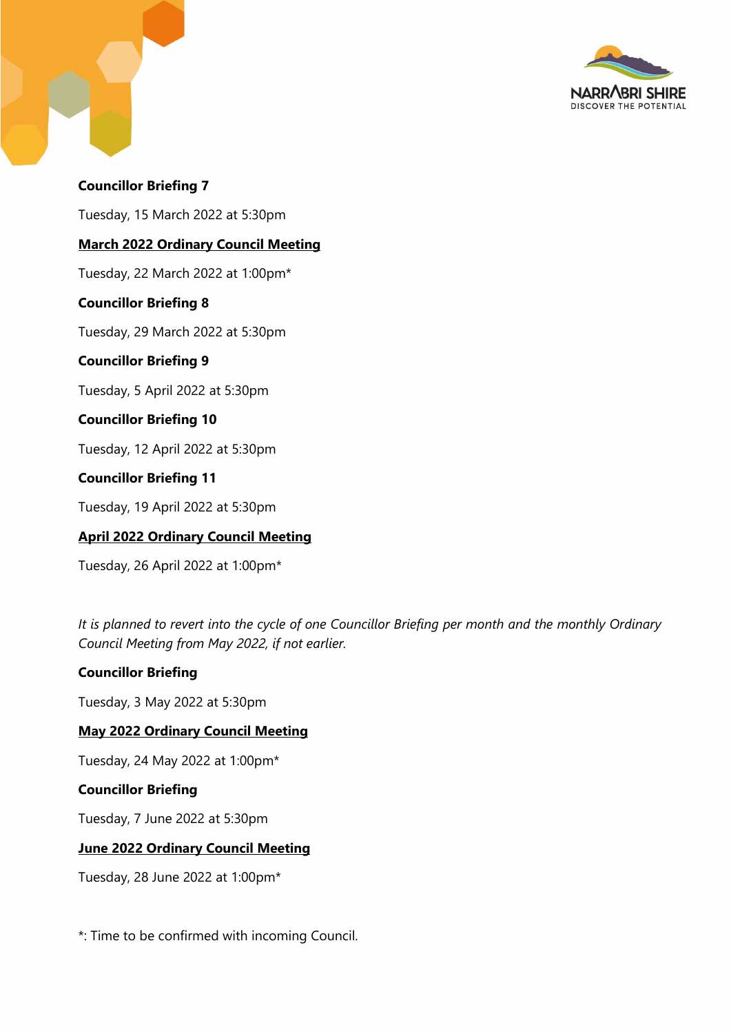**Councillor Briefing 7**

Tuesday, 15 March 2022 at 5:30pm

**<u>March 2022 Ordinary Council Meeting</u>**

Tuesday, 22 March 2022 at 1:00pm*

**Councillor Briefing 8**

Tuesday, 29 March 2022 at 5:30pm

**Councillor Briefing 9**

Tuesday, 5 April 2022 at 5:30pm

**Councillor Briefing 10**

Tuesday, 12 April 2022 at 5:30pm

**Councillor Briefing 11**

Tuesday, 19 April 2022 at 5:30pm

**<u>April 2022 Ordinary Council Meeting</u>**

Tuesday, 26 April 2022 at 1:00pm*

*It is planned to revert into the cycle of one Councillor Briefing per month and the monthly Ordinary Council Meeting from May 2022, if not earlier.*

**Councillor Briefing**

Tuesday, 3 May 2022 at 5:30pm

**<u>May 2022 Ordinary Council Meeting</u>**

Tuesday, 24 May 2022 at 1:00pm*

**Councillor Briefing**

Tuesday, 7 June 2022 at 5:30pm

**<u>June 2022 Ordinary Council Meeting</u>**

Tuesday, 28 June 2022 at 1:00pm*

*: Time to be confirmed with incoming Council.